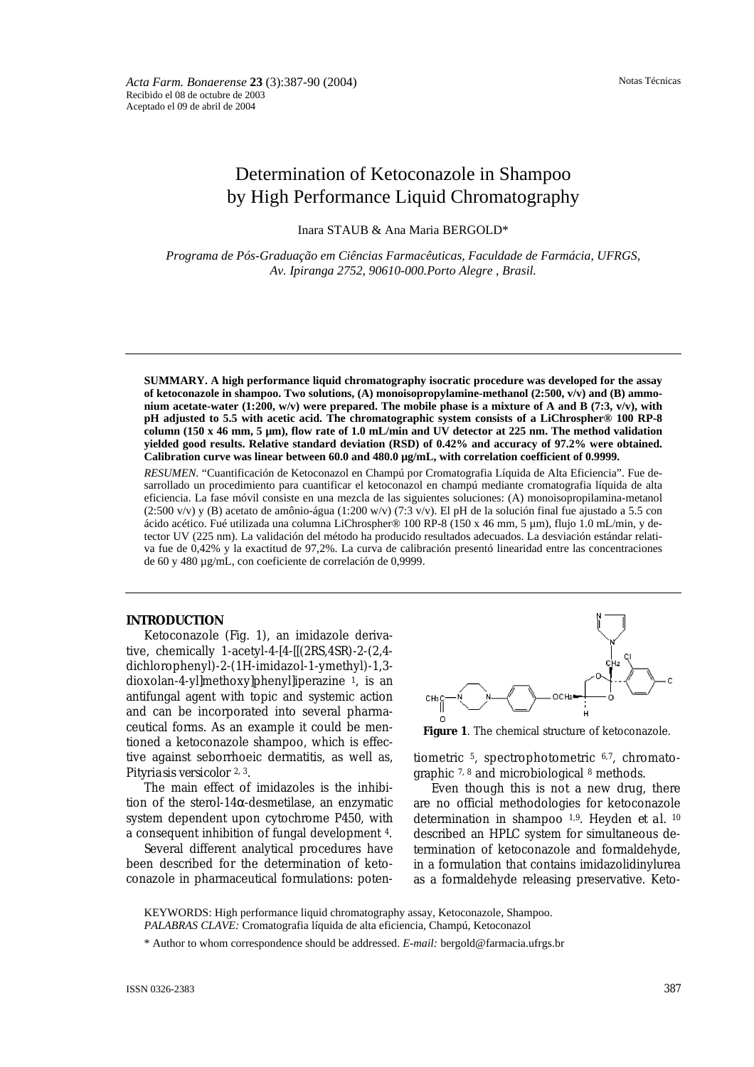Recibido el 08 de octubre de 2003
Aceptado el 09 de abril de 2004

Notas Técnicas

# Determination of Ketoconazole in Shampoo by High Performance Liquid Chromatography

Inara STAUB & Ana Maria BERGOLD*

*Programa de Pós-Graduação em Ciências Farmacêuticas, Faculdade de Farmácia, UFRGS, Av. Ipiranga 2752, 90610-000.Porto Alegre , Brasil.*

**SUMMARY. A high performance liquid chromatography isocratic procedure was developed for the assay of ketoconazole in shampoo. Two solutions, (A) monoisopropylamine-methanol (2:500, v/v) and (B) ammonium acetate-water (1:200, w/v) were prepared. The mobile phase is a mixture of A and B (7:3, v/v), with pH adjusted to 5.5 with acetic acid. The chromatographic system consists of a LiChrospher® 100 RP-8 column (150 x 46 mm, 5 µm), flow rate of 1.0 mL/min and UV detector at 225 nm. The method validation yielded good results. Relative standard deviation (RSD) of 0.42% and accuracy of 97.2% were obtained. Calibration curve was linear between 60.0 and 480.0 µg/mL, with correlation coefficient of 0.9999.**

*RESUMEN.* "Cuantificación de Ketoconazol en Champú por Cromatografia Líquida de Alta Eficiencia". Fue desarrollado un procedimiento para cuantificar el ketoconazol en champú mediante cromatografia líquida de alta eficiencia. La fase móvil consiste en una mezcla de las siguientes soluciones: (A) monoisopropilamina-metanol (2:500 v/v) y (B) acetato de amônio-água (1:200 w/v) (7:3 v/v). El pH de la solución final fue ajustado a 5.5 con ácido acético. Fué utilizada una columna LiChrospher® 100 RP-8 (150 x 46 mm, 5 µm), flujo 1.0 mL/min, y detector UV (225 nm). La validación del método ha producido resultados adecuados. La desviación estándar relativa fue de 0,42% y la exactitud de 97,2%. La curva de calibración presentó linearidad entre las concentraciones de 60 y 480 µg/mL, con coeficiente de correlación de 0,9999.

## INTRODUCTION

Ketoconazole (Fig. 1), an imidazole derivative, chemically 1-acetyl-4-[4-[[(2RS,4SR)-2-(2,4-dichlorophenyl)-2-(1H-imidazol-1-ymethyl)-1,3-dioxolan-4-yl]methoxy]phenyl]iperazine [1], is an antifungal agent with topic and systemic action and can be incorporated into several pharmaceutical forms. As an example it could be mentioned a ketoconazole shampoo, which is effective against seborrhoeic dermatitis, as well as, *Pityriasis versicolor* [2, 3].

The main effect of imidazoles is the inhibition of the sterol-14α-desmetilase, an enzymatic system dependent upon cytochrome P450, with a consequent inhibition of fungal development [4].

Several different analytical procedures have been described for the determination of ketoconazole in pharmaceutical formulations: potentiometric [5], spectrophotometric [6,7], chromatographic [7, 8] and microbiological [8] methods.

**Figure 1**. The chemical structure of ketoconazole.

Even though this is not a new drug, there are no official methodologies for ketoconazole determination in shampoo [1,9]. Heyden et al. [10] described an HPLC system for simultaneous determination of ketoconazole and formaldehyde, in a formulation that contains imidazolidinylurea as a formaldehyde releasing preservative. Keto-

KEYWORDS: High performance liquid chromatography assay, Ketoconazole, Shampoo.
*PALABRAS CLAVE:* Cromatografia líquida de alta eficiencia, Champú, Ketoconazol

\* Author to whom correspondence should be addressed. *E-mail:* bergold@farmacia.ufrgs.br

ISSN 0326-2383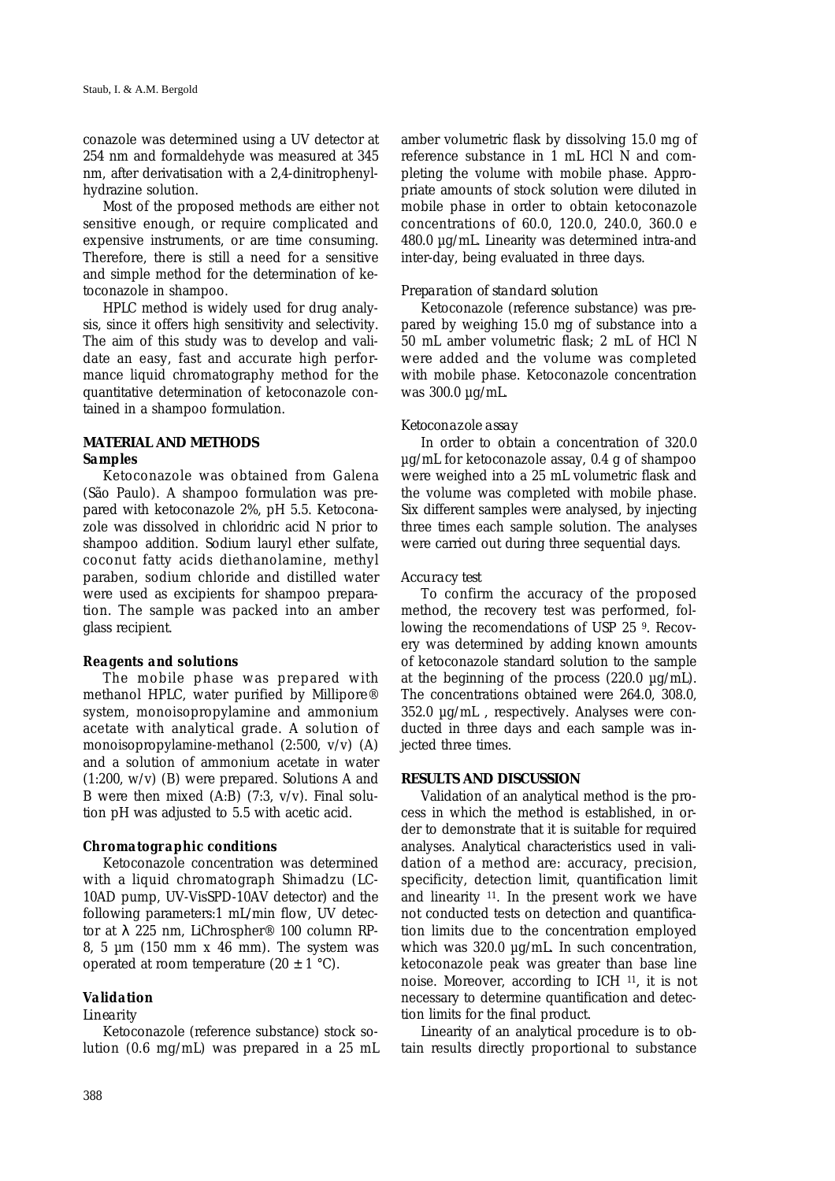conazole was determined using a UV detector at 254 nm and formaldehyde was measured at 345 nm, after derivatisation with a 2,4-dinitrophenylhydrazine solution.

Most of the proposed methods are either not sensitive enough, or require complicated and expensive instruments, or are time consuming. Therefore, there is still a need for a sensitive and simple method for the determination of ketoconazole in shampoo.

HPLC method is widely used for drug analysis, since it offers high sensitivity and selectivity. The aim of this study was to develop and validate an easy, fast and accurate high performance liquid chromatography method for the quantitative determination of ketoconazole contained in a shampoo formulation.

## MATERIAL AND METHODS

### Samples

Ketoconazole was obtained from Galena (São Paulo). A shampoo formulation was prepared with ketoconazole 2%, pH 5.5. Ketoconazole was dissolved in chloridric acid N prior to shampoo addition. Sodium lauryl ether sulfate, coconut fatty acids diethanolamine, methyl paraben, sodium chloride and distilled water were used as excipients for shampoo preparation. The sample was packed into an amber glass recipient.

### Reagents and solutions

The mobile phase was prepared with methanol HPLC, water purified by Millipore® system, monoisopropylamine and ammonium acetate with analytical grade. A solution of monoisopropylamine-methanol (2:500, v/v) (A) and a solution of ammonium acetate in water (1:200, w/v) (B) were prepared. Solutions A and B were then mixed (A:B) (7:3, v/v). Final solution pH was adjusted to 5.5 with acetic acid.

### Chromatographic conditions

Ketoconazole concentration was determined with a liquid chromatograph Shimadzu (LC-10AD pump, UV-VisSPD-10AV detector) and the following parameters:1 mL/min flow, UV detector at $\lambda$ 225 nm, LiChrospher® 100 column RP-8, 5 µm (150 mm x 46 mm). The system was operated at room temperature (20 ± 1 °C).

### Validation

*Linearity*

Ketoconazole (reference substance) stock solution (0.6 mg/mL) was prepared in a 25 mL amber volumetric flask by dissolving 15.0 mg of reference substance in 1 mL HCl N and completing the volume with mobile phase. Appropriate amounts of stock solution were diluted in mobile phase in order to obtain ketoconazole concentrations of 60.0, 120.0, 240.0, 360.0 e 480.0 µg/mL. Linearity was determined intra-and inter-day, being evaluated in three days.

*Preparation of standard solution*

Ketoconazole (reference substance) was prepared by weighing 15.0 mg of substance into a 50 mL amber volumetric flask; 2 mL of HCl N were added and the volume was completed with mobile phase. Ketoconazole concentration was 300.0 µg/mL.

*Ketoconazole assay*

In order to obtain a concentration of 320.0 µg/mL for ketoconazole assay, 0.4 g of shampoo were weighed into a 25 mL volumetric flask and the volume was completed with mobile phase. Six different samples were analysed, by injecting three times each sample solution. The analyses were carried out during three sequential days.

*Accuracy test*

To confirm the accuracy of the proposed method, the recovery test was performed, following the recomendations of USP 25 [9]. Recovery was determined by adding known amounts of ketoconazole standard solution to the sample at the beginning of the process (220.0 µg/mL). The concentrations obtained were 264.0, 308.0, 352.0 µg/mL , respectively. Analyses were conducted in three days and each sample was injected three times.

## RESULTS AND DISCUSSION

Validation of an analytical method is the process in which the method is established, in order to demonstrate that it is suitable for required analyses. Analytical characteristics used in validation of a method are: accuracy, precision, specificity, detection limit, quantification limit and linearity [11]. In the present work we have not conducted tests on detection and quantification limits due to the concentration employed which was 320.0 µg/mL. In such concentration, ketoconazole peak was greater than base line noise. Moreover, according to ICH [11], it is not necessary to determine quantification and detection limits for the final product.

Linearity of an analytical procedure is to obtain results directly proportional to substance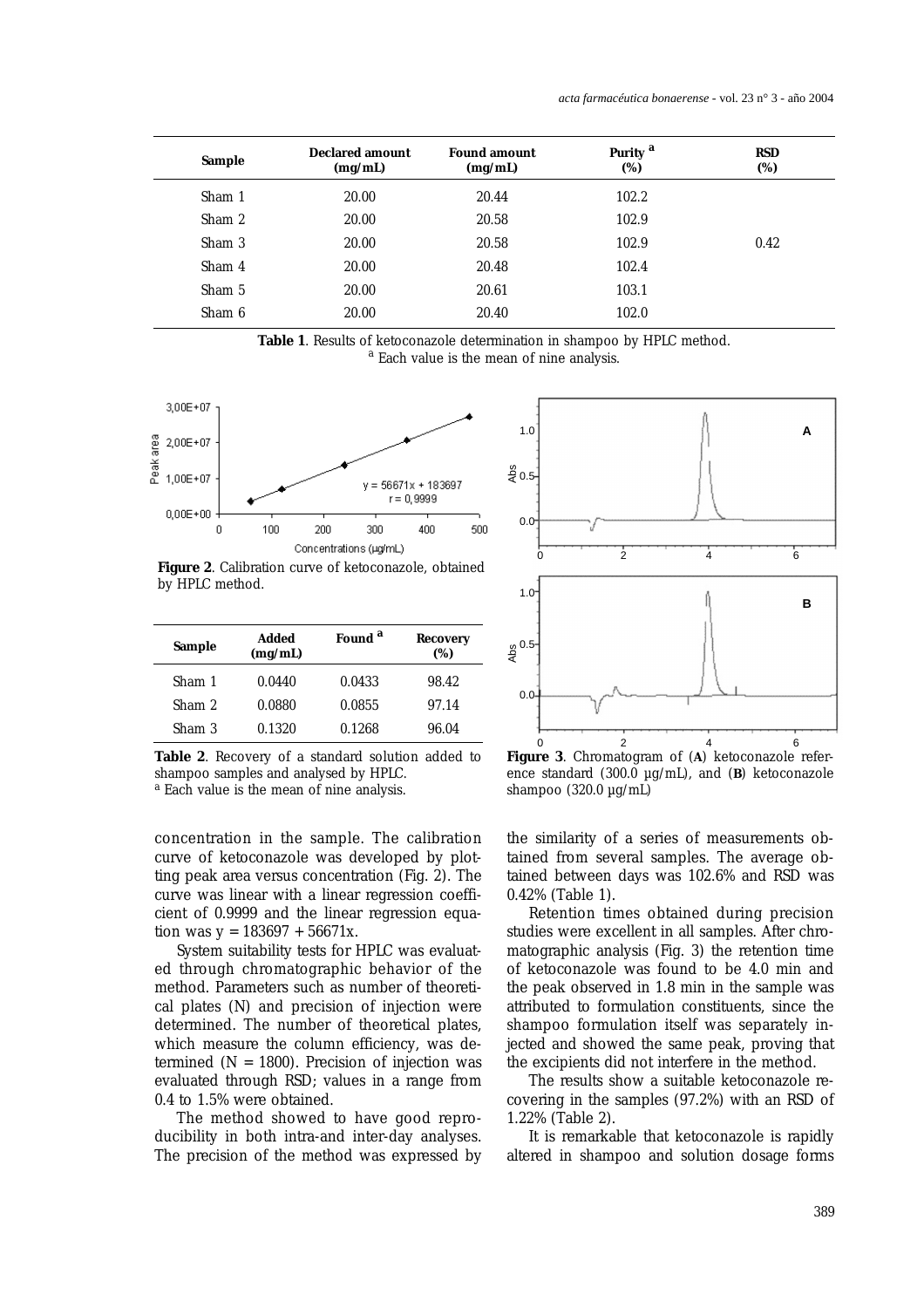| Sample | Declared amount (mg/mL) | Found amount (mg/mL) | Purity [a] (%) | RSD (%) |
|---|---|---|---|---|
| Sham 1 | 20.00 | 20.44 | 102.2 | |
| Sham 2 | 20.00 | 20.58 | 102.9 | |
| Sham 3 | 20.00 | 20.58 | 102.9 | 0.42 |
| Sham 4 | 20.00 | 20.48 | 102.4 | |
| Sham 5 | 20.00 | 20.61 | 103.1 | |
| Sham 6 | 20.00 | 20.40 | 102.0 | |

**Table 1**. Results of ketoconazole determination in shampoo by HPLC method.
[a] Each value is the mean of nine analysis.

**Figure 2**. Calibration curve of ketoconazole, obtained by HPLC method.

| Sample | Added (mg/mL) | Found [a] | Recovery (%) |
|---|---|---|---|
| Sham 1 | 0.0440 | 0.0433 | 98.42 |
| Sham 2 | 0.0880 | 0.0855 | 97.14 |
| Sham 3 | 0.1320 | 0.1268 | 96.04 |

**Table 2**. Recovery of a standard solution added to shampoo samples and analysed by HPLC.
[a] Each value is the mean of nine analysis.

**Figure 3**. Chromatogram of (**A**) ketoconazole reference standard (300.0 µg/mL), and (**B**) ketoconazole shampoo (320.0 µg/mL)

concentration in the sample. The calibration curve of ketoconazole was developed by plotting peak area versus concentration (Fig. 2). The curve was linear with a linear regression coefficient of 0.9999 and the linear regression equation was $y = 183697 + 56671x$.

System suitability tests for HPLC was evaluated through chromatographic behavior of the method. Parameters such as number of theoretical plates (N) and precision of injection were determined. The number of theoretical plates, which measure the column efficiency, was determined ($N = 1800$). Precision of injection was evaluated through RSD; values in a range from 0.4 to 1.5% were obtained.

The method showed to have good reproducibility in both intra-and inter-day analyses. The precision of the method was expressed by the similarity of a series of measurements obtained from several samples. The average obtained between days was 102.6% and RSD was 0.42% (Table 1).

Retention times obtained during precision studies were excellent in all samples. After chromatographic analysis (Fig. 3) the retention time of ketoconazole was found to be 4.0 min and the peak observed in 1.8 min in the sample was attributed to formulation constituents, since the shampoo formulation itself was separately injected and showed the same peak, proving that the excipients did not interfere in the method.

The results show a suitable ketoconazole recovering in the samples (97.2%) with an RSD of 1.22% (Table 2).

It is remarkable that ketoconazole is rapidly altered in shampoo and solution dosage forms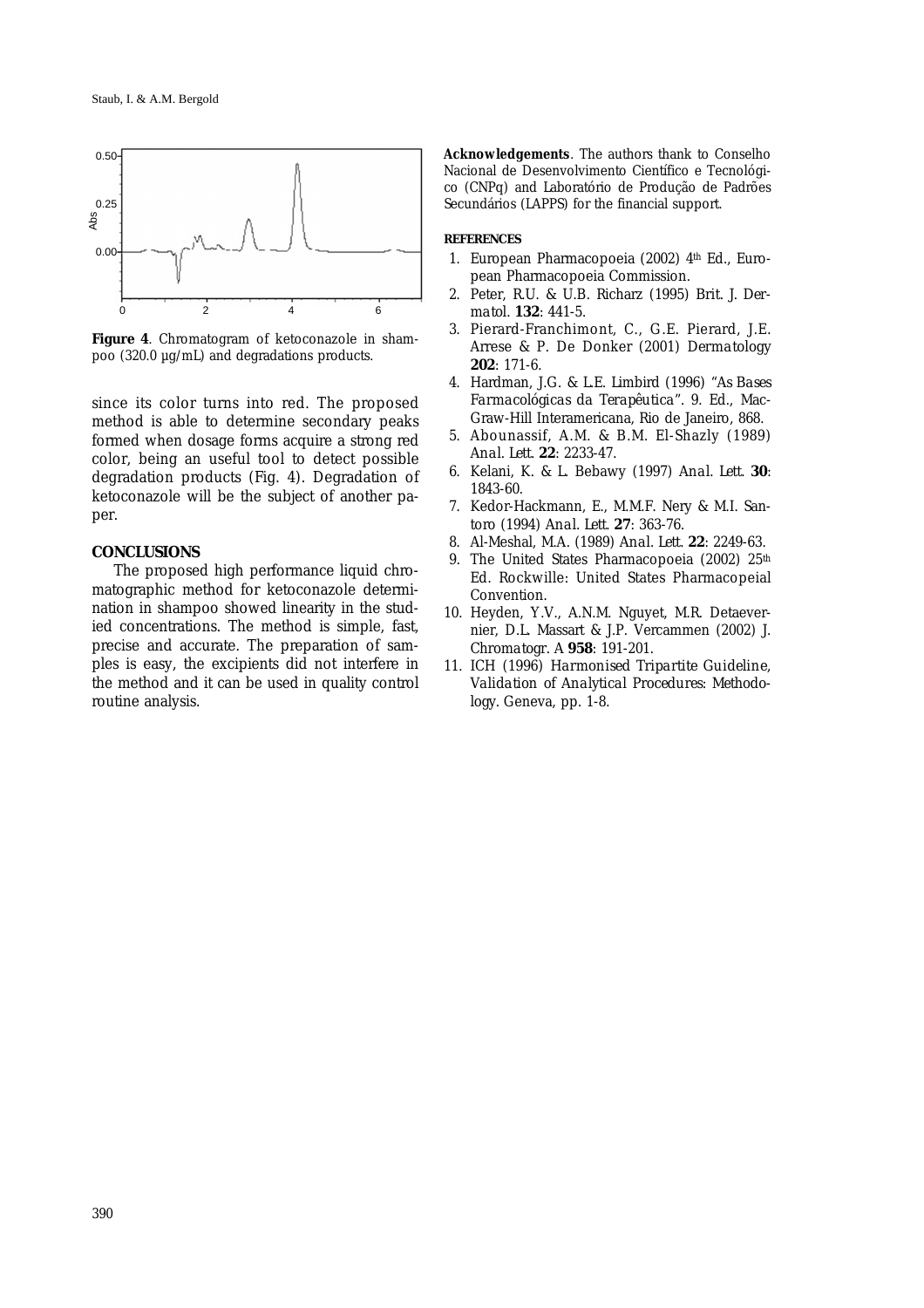0.50
0.25
Abs
0.00
0
2
4
6

**Figure 4**. Chromatogram of ketoconazole in shampoo (320.0 µg/mL) and degradations products.

since its color turns into red. The proposed method is able to determine secondary peaks formed when dosage forms acquire a strong red color, being an useful tool to detect possible degradation products (Fig. 4). Degradation of ketoconazole will be the subject of another paper.

## CONCLUSIONS

The proposed high performance liquid chromatographic method for ketoconazole determination in shampoo showed linearity in the studied concentrations. The method is simple, fast, precise and accurate. The preparation of samples is easy, the excipients did not interfere in the method and it can be used in quality control routine analysis.

**Acknowledgements**. The authors thank to Conselho Nacional de Desenvolvimento Científico e Tecnológico (CNPq) and Laboratório de Produção de Padrões Secundários (LAPPS) for the financial support.

## REFERENCES

1. European Pharmacopoeia (2002) 4th Ed., European Pharmacopoeia Commission.
2. Peter, R.U. & U.B. Richarz (1995) *Brit. J. Dermatol.* **132**: 441-5.
3. Pierard-Franchimont, C., G.E. Pierard, J.E. Arrese & P. De Donker (2001) *Dermatology* **202**: 171-6.
4. Hardman, J.G. & L.E. Limbird (1996) *"As Bases Farmacológicas da Terapêutica"*. 9. Ed., Mac-Graw-Hill Interamericana, Rio de Janeiro, 868.
5. Abounassif, A.M. & B.M. El-Shazly (1989) *Anal. Lett.* **22**: 2233-47.
6. Kelani, K. & L. Bebawy (1997) *Anal. Lett.* **30**: 1843-60.
7. Kedor-Hackmann, E., M.M.F. Nery & M.I. Santoro (1994) *Anal. Lett.* **27**: 363-76.
8. Al-Meshal, M.A. (1989) *Anal. Lett.* **22**: 2249-63.
9. The United States Pharmacopoeia (2002) 25th Ed. Rockwille: United States Pharmacopeial Convention.
10. Heyden, Y.V., A.N.M. Nguyet, M.R. Detaevernier, D.L. Massart & J.P. Vercammen (2002) *J. Chromatogr. A* **958**: 191-201.
11. ICH (1996) *Harmonised Tripartite Guideline, Validation of Analytical Procedures: Methodology*. Geneva, pp. 1-8.